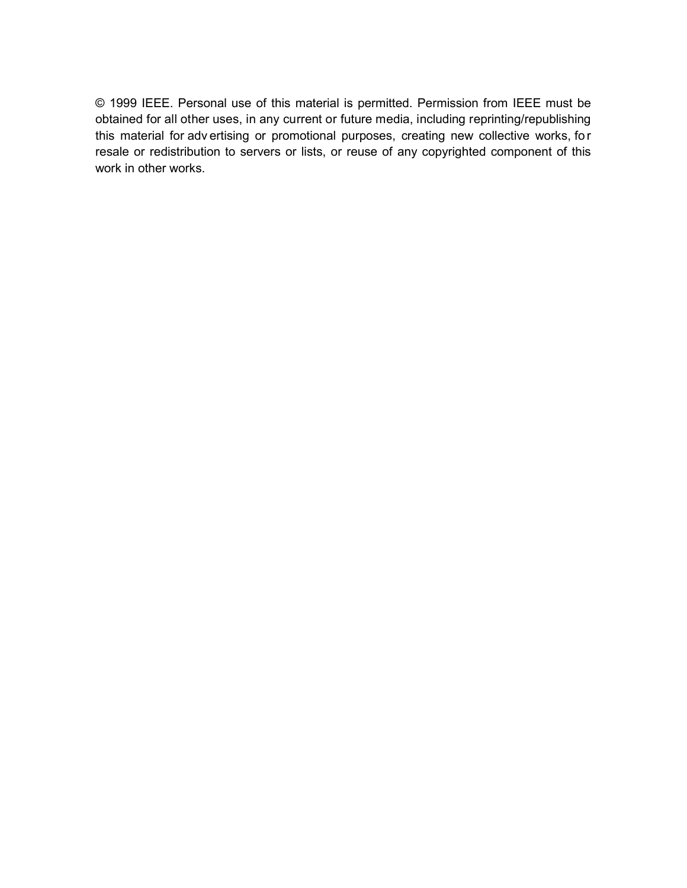© 1999 IEEE. Personal use of this material is permitted. Permission from IEEE must be obtained for all other uses, in any current or future media, including reprinting/republishing this material for advertising or promotional purposes, creating new collective works, for resale or redistribution to servers or lists, or reuse of any copyrighted component of this work in other works.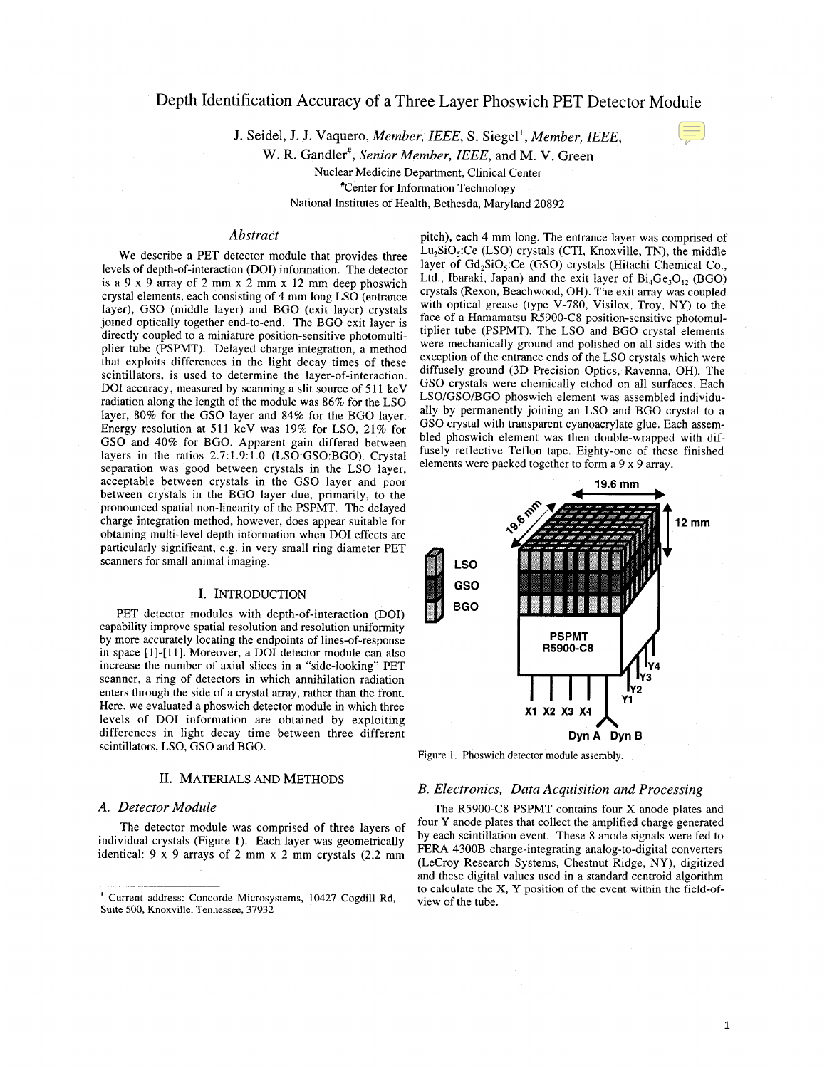# Depth Identification Accuracy of a Three Layer Phoswich PET Detector Module

J. Seidel, J. J. Vaquero, *Member, IEEE*, S. Siegel[1], *Member, IEEE*, W. R. Gandler[#], *Senior Member, IEEE*, and M. V. Green

Nuclear Medicine Department, Clinical Center
[#]Center for Information Technology
National Institutes of Health, Bethesda, Maryland 20892

## *Abstract*

We describe a PET detector module that provides three levels of depth-of-interaction (DOI) information. The detector is a 9 x 9 array of 2 mm x 2 mm x 12 mm deep phoswich crystal elements, each consisting of 4 mm long LSO (entrance layer), GSO (middle layer) and BGO (exit layer) crystals joined optically together end-to-end. The BGO exit layer is directly coupled to a miniature position-sensitive photomultiplier tube (PSPMT). Delayed charge integration, a method that exploits differences in the light decay times of these scintillators, is used to determine the layer-of-interaction. DOI accuracy, measured by scanning a slit source of 511 keV radiation along the length of the module was 86% for the LSO layer, 80% for the GSO layer and 84% for the BGO layer. Energy resolution at 511 keV was 19% for LSO, 21% for GSO and 40% for BGO. Apparent gain differed between layers in the ratios 2.7:1.9:1.0 (LSO:GSO:BGO). Crystal separation was good between crystals in the LSO layer, acceptable between crystals in the GSO layer and poor between crystals in the BGO layer due, primarily, to the pronounced spatial non-linearity of the PSPMT. The delayed charge integration method, however, does appear suitable for obtaining multi-level depth information when DOI effects are particularly significant, e.g. in very small ring diameter PET scanners for small animal imaging.

## I. Introduction

PET detector modules with depth-of-interaction (DOI) capability improve spatial resolution and resolution uniformity by more accurately locating the endpoints of lines-of-response in space [1]-[11]. Moreover, a DOI detector module can also increase the number of axial slices in a "side-looking" PET scanner, a ring of detectors in which annihilation radiation enters through the side of a crystal array, rather than the front. Here, we evaluated a phoswich detector module in which three levels of DOI information are obtained by exploiting differences in light decay time between three different scintillators, LSO, GSO and BGO.

## II. Materials and Methods

### *A. Detector Module*

The detector module was comprised of three layers of individual crystals (Figure 1). Each layer was geometrically identical: 9 x 9 arrays of 2 mm x 2 mm crystals (2.2 mm pitch), each 4 mm long. The entrance layer was comprised of $Lu_2SiO_5$:Ce (LSO) crystals (CTI, Knoxville, TN), the middle layer of $Gd_2SiO_5$:Ce (GSO) crystals (Hitachi Chemical Co., Ltd., Ibaraki, Japan) and the exit layer of $Bi_4Ge_3O_{12}$ (BGO) crystals (Rexon, Beachwood, OH). The exit array was coupled with optical grease (type V-780, Visilox, Troy, NY) to the face of a Hamamatsu R5900-C8 position-sensitive photomultiplier tube (PSPMT). The LSO and BGO crystal elements were mechanically ground and polished on all sides with the exception of the entrance ends of the LSO crystals which were diffusely ground (3D Precision Optics, Ravenna, OH). The GSO crystals were chemically etched on all surfaces. Each LSO/GSO/BGO phoswich element was assembled individually by permanently joining an LSO and BGO crystal to a GSO crystal with transparent cyanoacrylate glue. Each assembled phoswich element was then double-wrapped with diffusely reflective Teflon tape. Eighty-one of these finished elements were packed together to form a 9 x 9 array.

19.6 mm
19.6 mm
12 mm
LSO
GSO
BGO
PSPMT
R5900-C8
X1 X2 X3 X4
Y1 Y2 Y3 Y4
Dyn A Dyn B

Figure 1. Phoswich detector module assembly.

### *B. Electronics, Data Acquisition and Processing*

The R5900-C8 PSPMT contains four X anode plates and four Y anode plates that collect the amplified charge generated by each scintillation event. These 8 anode signals were fed to FERA 4300B charge-integrating analog-to-digital converters (LeCroy Research Systems, Chestnut Ridge, NY), digitized and these digital values used in a standard centroid algorithm to calculate the X, Y position of the event within the field-of-view of the tube.

[1] Current address: Concorde Microsystems, 10427 Cogdill Rd, Suite 500, Knoxville, Tennessee, 37932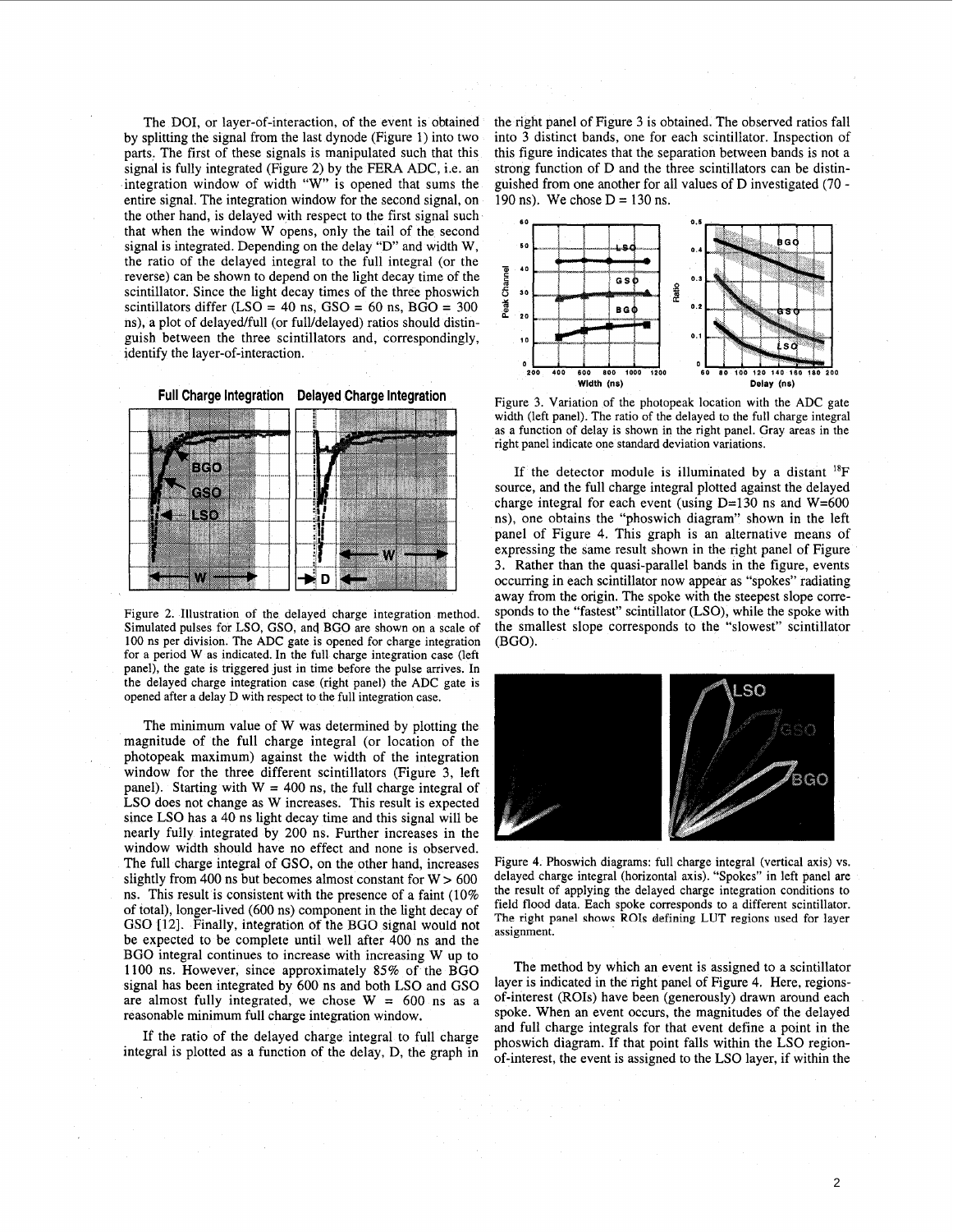The DOI, or layer-of-interaction, of the event is obtained by splitting the signal from the last dynode (Figure 1) into two parts. The first of these signals is manipulated such that this signal is fully integrated (Figure 2) by the FERA ADC, i.e. an integration window of width "W" is opened that sums the entire signal. The integration window for the second signal, on the other hand, is delayed with respect to the first signal such that when the window W opens, only the tail of the second signal is integrated. Depending on the delay "D" and width W, the ratio of the delayed integral to the full integral (or the reverse) can be shown to depend on the light decay time of the scintillator. Since the light decay times of the three phoswich scintillators differ (LSO = 40 ns, GSO = 60 ns, BGO = 300 ns), a plot of delayed/full (or full/delayed) ratios should distinguish between the three scintillators and, correspondingly, identify the layer-of-interaction.

Full Charge Integration
Delayed Charge Integration
BGO
GSO
LSO
W
D
W

Figure 2. Illustration of the delayed charge integration method. Simulated pulses for LSO, GSO, and BGO are shown on a scale of 100 ns per division. The ADC gate is opened for charge integration for a period W as indicated. In the full charge integration case (left panel), the gate is triggered just in time before the pulse arrives. In the delayed charge integration case (right panel) the ADC gate is opened after a delay D with respect to the full integration case.

The minimum value of W was determined by plotting the magnitude of the full charge integral (or location of the photopeak maximum) against the width of the integration window for the three different scintillators (Figure 3, left panel). Starting with W = 400 ns, the full charge integral of LSO does not change as W increases. This result is expected since LSO has a 40 ns light decay time and this signal will be nearly fully integrated by 200 ns. Further increases in the window width should have no effect and none is observed. The full charge integral of GSO, on the other hand, increases slightly from 400 ns but becomes almost constant for W > 600 ns. This result is consistent with the presence of a faint (10% of total), longer-lived (600 ns) component in the light decay of GSO [12]. Finally, integration of the BGO signal would not be expected to be complete until well after 400 ns and the BGO integral continues to increase with increasing W up to 1100 ns. However, since approximately 85% of the BGO signal has been integrated by 600 ns and both LSO and GSO are almost fully integrated, we chose W = 600 ns as a reasonable minimum full charge integration window.

If the ratio of the delayed charge integral to full charge integral is plotted as a function of the delay, D, the graph in the right panel of Figure 3 is obtained. The observed ratios fall into 3 distinct bands, one for each scintillator. Inspection of this figure indicates that the separation between bands is not a strong function of D and the three scintillators can be distinguished from one another for all values of D investigated (70 - 190 ns). We chose D = 130 ns.

Peak Channel
60
50
40
30
20
10
0
200 400 600 800 1000 1200
Width (ns)
LSO
GSO
BGO

Ratio
0.5
0.4
0.3
0.2
0.1
0
60 80 100 120 140 160 180 200
Delay (ns)
BGO
GSO
LSO

Figure 3. Variation of the photopeak location with the ADC gate width (left panel). The ratio of the delayed to the full charge integral as a function of delay is shown in the right panel. Gray areas in the right panel indicate one standard deviation variations.

If the detector module is illuminated by a distant $^{18}F$ source, and the full charge integral plotted against the delayed charge integral for each event (using D=130 ns and W=600 ns), one obtains the "phoswich diagram" shown in the left panel of Figure 4. This graph is an alternative means of expressing the same result shown in the right panel of Figure 3. Rather than the quasi-parallel bands in the figure, events occurring in each scintillator now appear as "spokes" radiating away from the origin. The spoke with the steepest slope corresponds to the "fastest" scintillator (LSO), while the spoke with the smallest slope corresponds to the "slowest" scintillator (BGO).

LSO
GSO
BGO

Figure 4. Phoswich diagrams: full charge integral (vertical axis) vs. delayed charge integral (horizontal axis). "Spokes" in left panel are the result of applying the delayed charge integration conditions to field flood data. Each spoke corresponds to a different scintillator. The right panel shows ROIs defining LUT regions used for layer assignment.

The method by which an event is assigned to a scintillator layer is indicated in the right panel of Figure 4. Here, regions-of-interest (ROIs) have been (generously) drawn around each spoke. When an event occurs, the magnitudes of the delayed and full charge integrals for that event define a point in the phoswich diagram. If that point falls within the LSO region-of-interest, the event is assigned to the LSO layer, if within the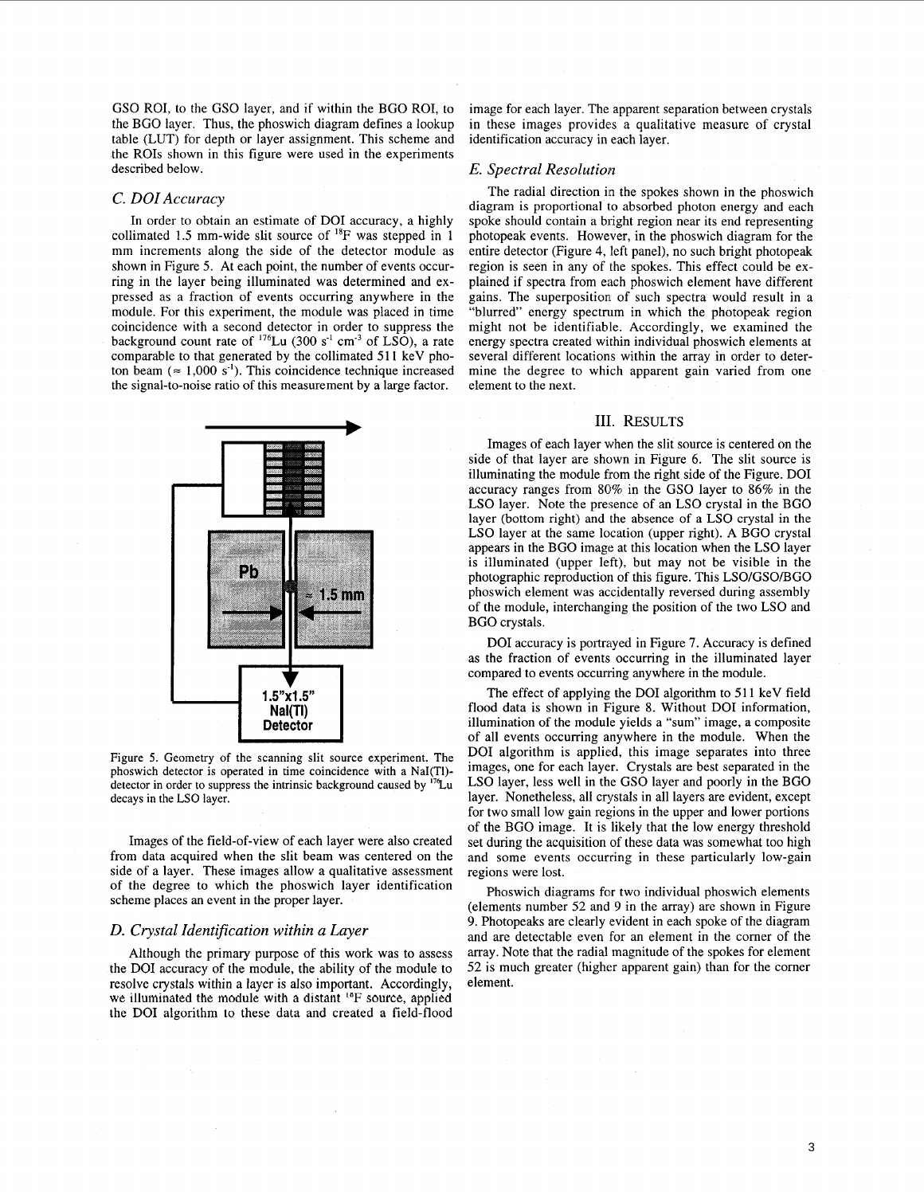GSO ROI, to the GSO layer, and if within the BGO ROI, to the BGO layer. Thus, the phoswich diagram defines a lookup table (LUT) for depth or layer assignment. This scheme and the ROIs shown in this figure were used in the experiments described below.

### *C. DOI Accuracy*

In order to obtain an estimate of DOI accuracy, a highly collimated 1.5 mm-wide slit source of $^{18}F$ was stepped in 1 mm increments along the side of the detector module as shown in Figure 5. At each point, the number of events occurring in the layer being illuminated was determined and expressed as a fraction of events occurring anywhere in the module. For this experiment, the module was placed in time coincidence with a second detector in order to suppress the background count rate of $^{176}Lu$ (300 $s^{-1}$ $cm^{-3}$ of LSO), a rate comparable to that generated by the collimated 511 keV photon beam ($\approx$ 1,000 $s^{-1}$). This coincidence technique increased the signal-to-noise ratio of this measurement by a large factor.

Pb

≈ 1.5 mm

1.5"x1.5"
NaI(Tl)
Detector

Figure 5. Geometry of the scanning slit source experiment. The phoswich detector is operated in time coincidence with a NaI(Tl)-detector in order to suppress the intrinsic background caused by $^{176}Lu$ decays in the LSO layer.

Images of the field-of-view of each layer were also created from data acquired when the slit beam was centered on the side of a layer. These images allow a qualitative assessment of the degree to which the phoswich layer identification scheme places an event in the proper layer.

### *D. Crystal Identification within a Layer*

Although the primary purpose of this work was to assess the DOI accuracy of the module, the ability of the module to resolve crystals within a layer is also important. Accordingly, we illuminated the module with a distant $^{18}F$ source, applied the DOI algorithm to these data and created a field-flood image for each layer. The apparent separation between crystals in these images provides a qualitative measure of crystal identification accuracy in each layer.

### *E. Spectral Resolution*

The radial direction in the spokes shown in the phoswich diagram is proportional to absorbed photon energy and each spoke should contain a bright region near its end representing photopeak events. However, in the phoswich diagram for the entire detector (Figure 4, left panel), no such bright photopeak region is seen in any of the spokes. This effect could be explained if spectra from each phoswich element have different gains. The superposition of such spectra would result in a "blurred" energy spectrum in which the photopeak region might not be identifiable. Accordingly, we examined the energy spectra created within individual phoswich elements at several different locations within the array in order to determine the degree to which apparent gain varied from one element to the next.

## III. Results

Images of each layer when the slit source is centered on the side of that layer are shown in Figure 6. The slit source is illuminating the module from the right side of the Figure. DOI accuracy ranges from 80% in the GSO layer to 86% in the LSO layer. Note the presence of an LSO crystal in the BGO layer (bottom right) and the absence of a LSO crystal in the LSO layer at the same location (upper right). A BGO crystal appears in the BGO image at this location when the LSO layer is illuminated (upper left), but may not be visible in the photographic reproduction of this figure. This LSO/GSO/BGO phoswich element was accidentally reversed during assembly of the module, interchanging the position of the two LSO and BGO crystals.

DOI accuracy is portrayed in Figure 7. Accuracy is defined as the fraction of events occurring in the illuminated layer compared to events occurring anywhere in the module.

The effect of applying the DOI algorithm to 511 keV field flood data is shown in Figure 8. Without DOI information, illumination of the module yields a "sum" image, a composite of all events occurring anywhere in the module. When the DOI algorithm is applied, this image separates into three images, one for each layer. Crystals are best separated in the LSO layer, less well in the GSO layer and poorly in the BGO layer. Nonetheless, all crystals in all layers are evident, except for two small low gain regions in the upper and lower portions of the BGO image. It is likely that the low energy threshold set during the acquisition of these data was somewhat too high and some events occurring in these particularly low-gain regions were lost.

Phoswich diagrams for two individual phoswich elements (elements number 52 and 9 in the array) are shown in Figure 9. Photopeaks are clearly evident in each spoke of the diagram and are detectable even for an element in the corner of the array. Note that the radial magnitude of the spokes for element 52 is much greater (higher apparent gain) than for the corner element.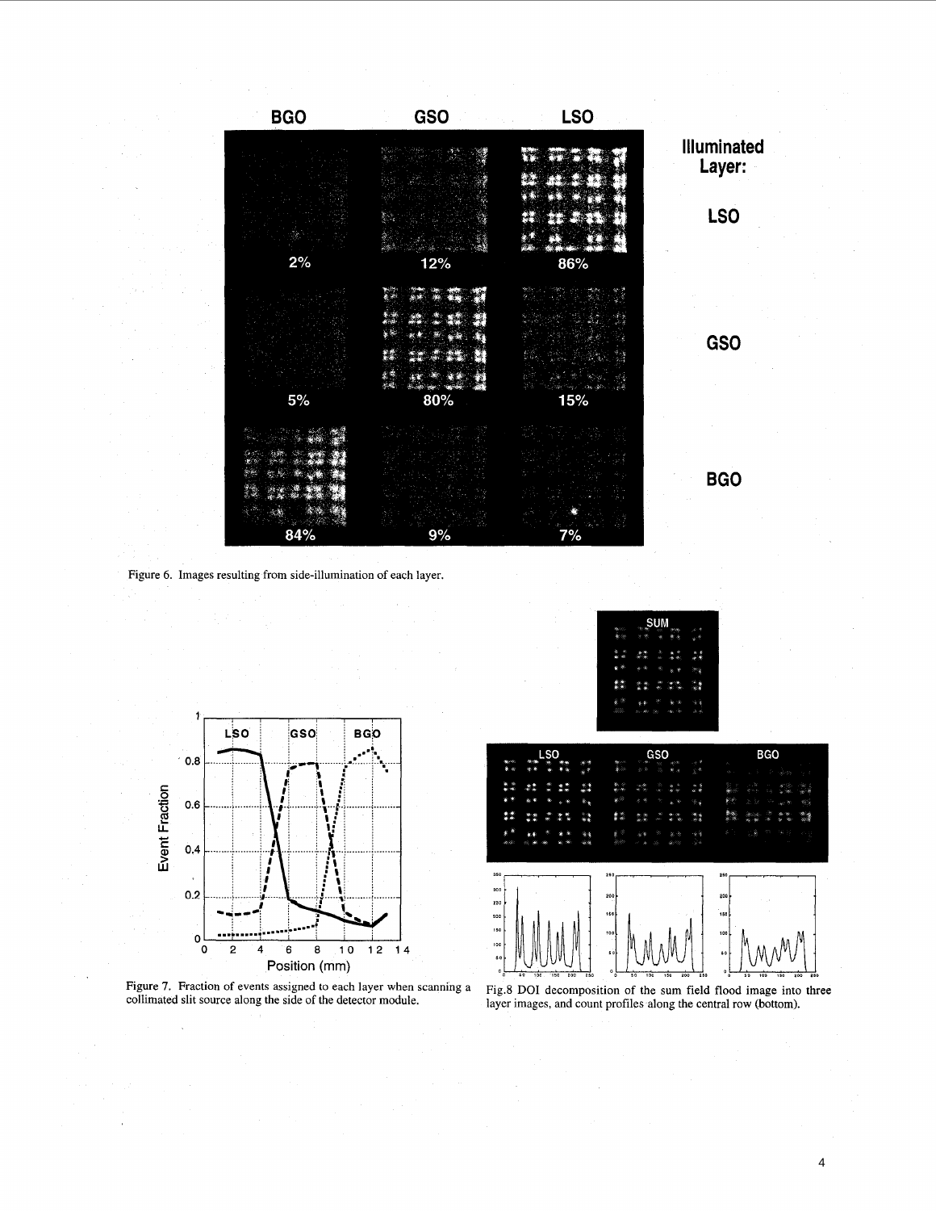BGO

GSO

LSO

Illuminated Layer:

LSO

2%

12%

86%

GSO

5%

80%

15%

BGO

84%

9%

7%

Figure 6. Images resulting from side-illumination of each layer.

LSO GSO BGO

Event Fraction

Position (mm)

0 2 4 6 8 10 12 14

0 0.2 0.4 0.6 0.8 1

Figure 7. Fraction of events assigned to each layer when scanning a collimated slit source along the side of the detector module.

SUM

LSO

GSO

BGO

Fig.8 DOI decomposition of the sum field flood image into three layer images, and count profiles along the central row (bottom).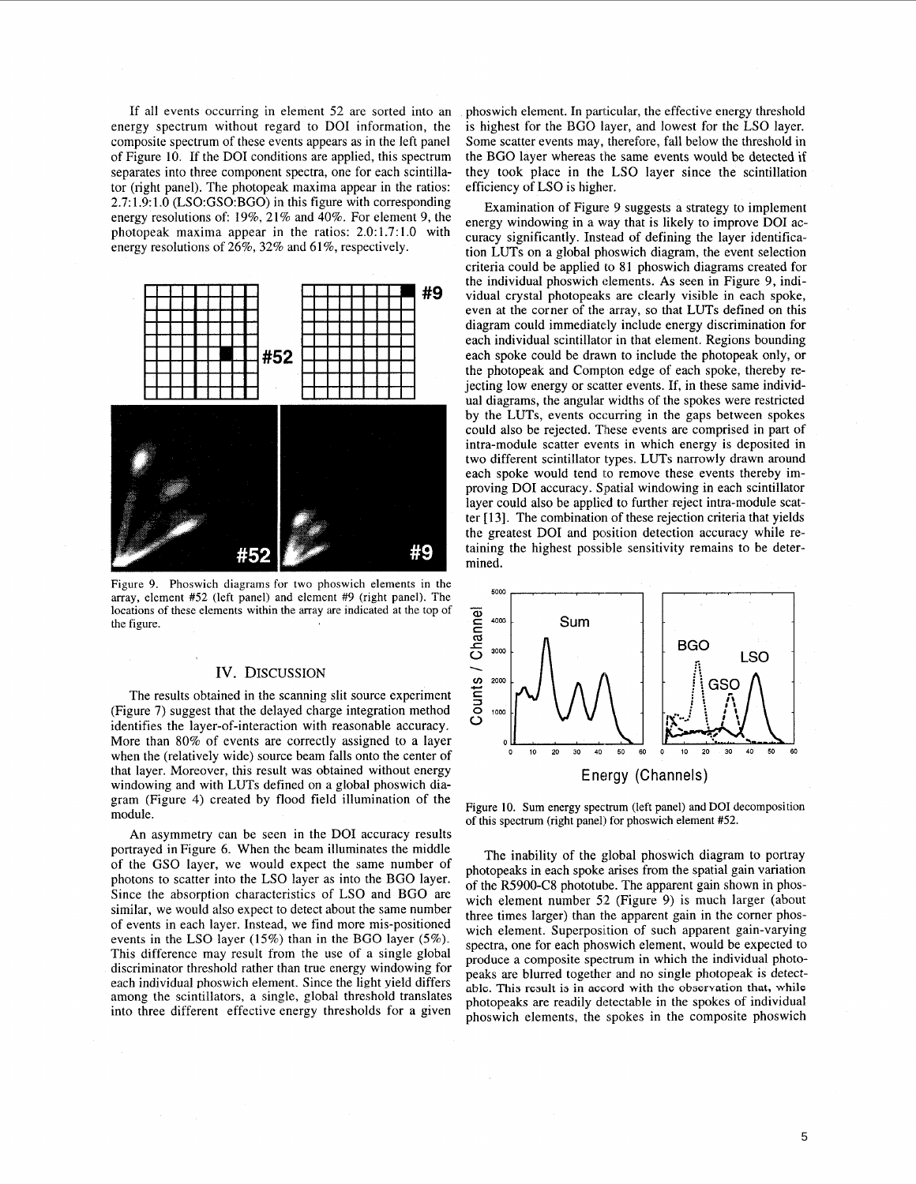If all events occurring in element 52 are sorted into an energy spectrum without regard to DOI information, the composite spectrum of these events appears as in the left panel of Figure 10. If the DOI conditions are applied, this spectrum separates into three component spectra, one for each scintillator (right panel). The photopeak maxima appear in the ratios: 2.7:1.9:1.0 (LSO:GSO:BGO) in this figure with corresponding energy resolutions of: 19%, 21% and 40%. For element 9, the photopeak maxima appear in the ratios: 2.0:1.7:1.0 with energy resolutions of 26%, 32% and 61%, respectively.

#9

#52

#52

#9

Figure 9. Phoswich diagrams for two phoswich elements in the array, element #52 (left panel) and element #9 (right panel). The locations of these elements within the array are indicated at the top of the figure.

## IV. Discussion

The results obtained in the scanning slit source experiment (Figure 7) suggest that the delayed charge integration method identifies the layer-of-interaction with reasonable accuracy. More than 80% of events are correctly assigned to a layer when the (relatively wide) source beam falls onto the center of that layer. Moreover, this result was obtained without energy windowing and with LUTs defined on a global phoswich diagram (Figure 4) created by flood field illumination of the module.

An asymmetry can be seen in the DOI accuracy results portrayed in Figure 6. When the beam illuminates the middle of the GSO layer, we would expect the same number of photons to scatter into the LSO layer as into the BGO layer. Since the absorption characteristics of LSO and BGO are similar, we would also expect to detect about the same number of events in each layer. Instead, we find more mis-positioned events in the LSO layer (15%) than in the BGO layer (5%). This difference may result from the use of a single global discriminator threshold rather than true energy windowing for each individual phoswich element. Since the light yield differs among the scintillators, a single, global threshold translates into three different effective energy thresholds for a given phoswich element. In particular, the effective energy threshold is highest for the BGO layer, and lowest for the LSO layer. Some scatter events may, therefore, fall below the threshold in the BGO layer whereas the same events would be detected if they took place in the LSO layer since the scintillation efficiency of LSO is higher.

Examination of Figure 9 suggests a strategy to implement energy windowing in a way that is likely to improve DOI accuracy significantly. Instead of defining the layer identification LUTs on a global phoswich diagram, the event selection criteria could be applied to 81 phoswich diagrams created for the individual phoswich elements. As seen in Figure 9, individual crystal photopeaks are clearly visible in each spoke, even at the corner of the array, so that LUTs defined on this diagram could immediately include energy discrimination for each individual scintillator in that element. Regions bounding each spoke could be drawn to include the photopeak only, or the photopeak and Compton edge of each spoke, thereby rejecting low energy or scatter events. If, in these same individual diagrams, the angular widths of the spokes were restricted by the LUTs, events occurring in the gaps between spokes could also be rejected. These events are comprised in part of intra-module scatter events in which energy is deposited in two different scintillator types. LUTs narrowly drawn around each spoke would tend to remove these events thereby improving DOI accuracy. Spatial windowing in each scintillator layer could also be applied to further reject intra-module scatter [13]. The combination of these rejection criteria that yields the greatest DOI and position detection accuracy while retaining the highest possible sensitivity remains to be determined.

Counts / Channel

5000
4000
3000
2000
1000
0

0 10 20 30 40 50 60 0 10 20 30 40 50 60

Sum

BGO

LSO

GSO

Energy (Channels)

Figure 10. Sum energy spectrum (left panel) and DOI decomposition of this spectrum (right panel) for phoswich element #52.

The inability of the global phoswich diagram to portray photopeaks in each spoke arises from the spatial gain variation of the R5900-C8 phototube. The apparent gain shown in phoswich element number 52 (Figure 9) is much larger (about three times larger) than the apparent gain in the corner phoswich element. Superposition of such apparent gain-varying spectra, one for each phoswich element, would be expected to produce a composite spectrum in which the individual photopeaks are blurred together and no single photopeak is detectable. This result is in accord with the observation that, while photopeaks are readily detectable in the spokes of individual phoswich elements, the spokes in the composite phoswich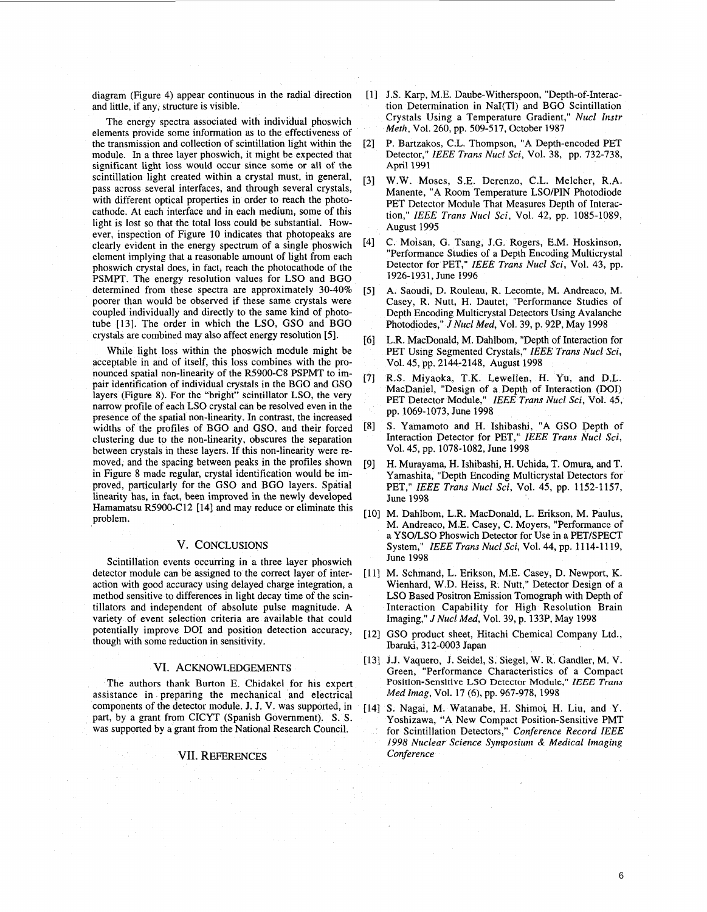diagram (Figure 4) appear continuous in the radial direction and little, if any, structure is visible.

The energy spectra associated with individual phoswich elements provide some information as to the effectiveness of the transmission and collection of scintillation light within the module. In a three layer phoswich, it might be expected that significant light loss would occur since some or all of the scintillation light created within a crystal must, in general, pass across several interfaces, and through several crystals, with different optical properties in order to reach the photocathode. At each interface and in each medium, some of this light is lost so that the total loss could be substantial. However, inspection of Figure 10 indicates that photopeaks are clearly evident in the energy spectrum of a single phoswich element implying that a reasonable amount of light from each phoswich crystal does, in fact, reach the photocathode of the PSMPT. The energy resolution values for LSO and BGO determined from these spectra are approximately 30-40% poorer than would be observed if these same crystals were coupled individually and directly to the same kind of phototube [13]. The order in which the LSO, GSO and BGO crystals are combined may also affect energy resolution [5].

While light loss within the phoswich module might be acceptable in and of itself, this loss combines with the pronounced spatial non-linearity of the R5900-C8 PSPMT to impair identification of individual crystals in the BGO and GSO layers (Figure 8). For the "bright" scintillator LSO, the very narrow profile of each LSO crystal can be resolved even in the presence of the spatial non-linearity. In contrast, the increased widths of the profiles of BGO and GSO, and their forced clustering due to the non-linearity, obscures the separation between crystals in these layers. If this non-linearity were removed, and the spacing between peaks in the profiles shown in Figure 8 made regular, crystal identification would be improved, particularly for the GSO and BGO layers. Spatial linearity has, in fact, been improved in the newly developed Hamamatsu R5900-C12 [14] and may reduce or eliminate this problem.

## V. CONCLUSIONS

Scintillation events occurring in a three layer phoswich detector module can be assigned to the correct layer of interaction with good accuracy using delayed charge integration, a method sensitive to differences in light decay time of the scintillators and independent of absolute pulse magnitude. A variety of event selection criteria are available that could potentially improve DOI and position detection accuracy, though with some reduction in sensitivity.

## VI. ACKNOWLEDGEMENTS

The authors thank Burton E. Chidakel for his expert assistance in preparing the mechanical and electrical components of the detector module. J. J. V. was supported, in part, by a grant from CICYT (Spanish Government). S. S. was supported by a grant from the National Research Council.

## VII. REFERENCES

[1] J.S. Karp, M.E. Daube-Witherspoon, "Depth-of-Interaction Determination in NaI(Tl) and BGO Scintillation Crystals Using a Temperature Gradient," *Nucl Instr Meth*, Vol. 260, pp. 509-517, October 1987

[2] P. Bartzakos, C.L. Thompson, "A Depth-encoded PET Detector," *IEEE Trans Nucl Sci*, Vol. 38, pp. 732-738, April 1991

[3] W.W. Moses, S.E. Derenzo, C.L. Melcher, R.A. Manente, "A Room Temperature LSO/PIN Photodiode PET Detector Module That Measures Depth of Interaction," *IEEE Trans Nucl Sci*, Vol. 42, pp. 1085-1089, August 1995

[4] C. Moisan, G. Tsang, J.G. Rogers, E.M. Hoskinson, "Performance Studies of a Depth Encoding Multicrystal Detector for PET," *IEEE Trans Nucl Sci*, Vol. 43, pp. 1926-1931, June 1996

[5] A. Saoudi, D. Rouleau, R. Lecomte, M. Andreaco, M. Casey, R. Nutt, H. Dautet, "Performance Studies of Depth Encoding Multicrystal Detectors Using Avalanche Photodiodes," *J Nucl Med*, Vol. 39, p. 92P, May 1998

[6] L.R. MacDonald, M. Dahlbom, "Depth of Interaction for PET Using Segmented Crystals," *IEEE Trans Nucl Sci*, Vol. 45, pp. 2144-2148, August 1998

[7] R.S. Miyaoka, T.K. Lewellen, H. Yu, and D.L. MacDaniel, "Design of a Depth of Interaction (DOI) PET Detector Module," *IEEE Trans Nucl Sci*, Vol. 45, pp. 1069-1073, June 1998

[8] S. Yamamoto and H. Ishibashi, "A GSO Depth of Interaction Detector for PET," *IEEE Trans Nucl Sci*, Vol. 45, pp. 1078-1082, June 1998

[9] H. Murayama, H. Ishibashi, H. Uchida, T. Omura, and T. Yamashita, "Depth Encoding Multicrystal Detectors for PET," *IEEE Trans Nucl Sci*, Vol. 45, pp. 1152-1157, June 1998

[10] M. Dahlbom, L.R. MacDonald, L. Erikson, M. Paulus, M. Andreaco, M.E. Casey, C. Moyers, "Performance of a YSO/LSO Phoswich Detector for Use in a PET/SPECT System," *IEEE Trans Nucl Sci*, Vol. 44, pp. 1114-1119, June 1998

[11] M. Schmand, L. Erikson, M.E. Casey, D. Newport, K. Wienhard, W.D. Heiss, R. Nutt," Detector Design of a LSO Based Positron Emission Tomograph with Depth of Interaction Capability for High Resolution Brain Imaging," *J Nucl Med*, Vol. 39, p. 133P, May 1998

[12] GSO product sheet, Hitachi Chemical Company Ltd., Ibaraki, 312-0003 Japan

[13] J.J. Vaquero, J. Seidel, S. Siegel, W. R. Gandler, M. V. Green, "Performance Characteristics of a Compact Position-Sensitive LSO Detector Module," *IEEE Trans Med Imag*, Vol. 17 (6), pp. 967-978, 1998

[14] S. Nagai, M. Watanabe, H. Shimoi, H. Liu, and Y. Yoshizawa, "A New Compact Position-Sensitive PMT for Scintillation Detectors," *Conference Record IEEE 1998 Nuclear Science Symposium & Medical Imaging Conference*